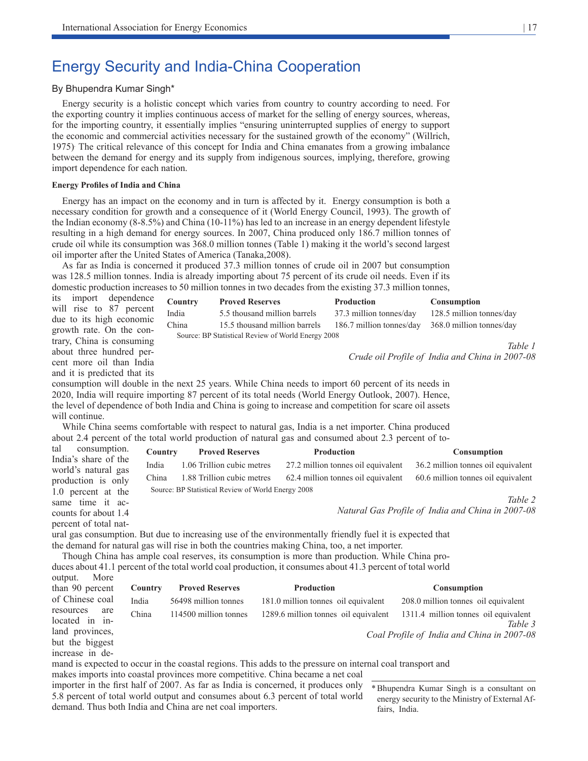# Energy Security and India-China Cooperation

By Bhupendra Kumar Singh*

Energy security is a holistic concept which varies from country to country according to need. For the exporting country it implies continuous access of market for the selling of energy sources, whereas, for the importing country, it essentially implies "ensuring uninterrupted supplies of energy to support the economic and commercial activities necessary for the sustained growth of the economy" (Willrich, 1975). The critical relevance of this concept for India and China emanates from a growing imbalance between the demand for energy and its supply from indigenous sources, implying, therefore, growing import dependence for each nation.

### Energy Profiles of India and China

Energy has an impact on the economy and in turn is affected by it. Energy consumption is both a necessary condition for growth and a consequence of it (World Energy Council, 1993). The growth of the Indian economy (8-8.5%) and China (10-11%) has led to an increase in an energy dependent lifestyle resulting in a high demand for energy sources. In 2007, China produced only 186.7 million tonnes of crude oil while its consumption was 368.0 million tonnes (Table 1) making it the world's second largest oil importer after the United States of America (Tanaka,2008).

As far as India is concerned it produced 37.3 million tonnes of crude oil in 2007 but consumption was 128.5 million tonnes. India is already importing about 75 percent of its crude oil needs. Even if its domestic production increases to 50 million tonnes in two decades from the existing 37.3 million tonnes, its import dependence will rise to 87 percent due to its high economic growth rate. On the contrary, China is consuming about three hundred percent more oil than India and it is predicted that its consumption will double in the next 25 years. While China needs to import 60 percent of its needs in 2020, India will require importing 87 percent of its total needs (World Energy Outlook, 2007). Hence, the level of dependence of both India and China is going to increase and competition for scare oil assets will continue.

| Country | Proved Reserves | Production | Consumption |
|---|---|---|---|
| India | 5.5 thousand million barrels | 37.3 million tonnes/day | 128.5 million tonnes/day |
| China | 15.5 thousand million barrels | 186.7 million tonnes/day | 368.0 million tonnes/day |

Source: BP Statistical Review of World Energy 2008

*Table 1*
*Crude oil Profile of India and China in 2007-08*

While China seems comfortable with respect to natural gas, India is a net importer. China produced about 2.4 percent of the total world production of natural gas and consumed about 2.3 percent of total consumption. India's share of the world's natural gas production is only 1.0 percent at the same time it accounts for about 1.4 percent of total natural gas consumption. But due to increasing use of the environmentally friendly fuel it is expected that the demand for natural gas will rise in both the countries making China, too, a net importer.

| Country | Proved Reserves | Production | Consumption |
|---|---|---|---|
| India | 1.06 Trillion cubic metres | 27.2 million tonnes oil equivalent | 36.2 million tonnes oil equivalent |
| China | 1.88 Trillion cubic metres | 62.4 million tonnes oil equivalent | 60.6 million tonnes oil equivalent |

Source: BP Statistical Review of World Energy 2008

*Table 2*
*Natural Gas Profile of India and China in 2007-08*

Though China has ample coal reserves, its consumption is more than production. While China produces about 41.1 percent of the total world coal production, it consumes about 41.3 percent of total world output. More than 90 percent of Chinese coal resources are located in inland provinces, but the biggest increase in demand is expected to occur in the coastal regions. This adds to the pressure on internal coal transport and makes imports into coastal provinces more competitive. China became a net coal importer in the first half of 2007. As far as India is concerned, it produces only 5.8 percent of total world output and consumes about 6.3 percent of total world demand. Thus both India and China are net coal importers.

| Country | Proved Reserves | Production | Consumption |
|---|---|---|---|
| India | 56498 million tonnes | 181.0 million tonnes oil equivalent | 208.0 million tonnes oil equivalent |
| China | 114500 million tonnes | 1289.6 million tonnes oil equivalent | 1311.4 million tonnes oil equivalent |

*Table 3*
*Coal Profile of India and China in 2007-08*

*Bhupendra Kumar Singh is a consultant on energy security to the Ministry of External Affairs, India.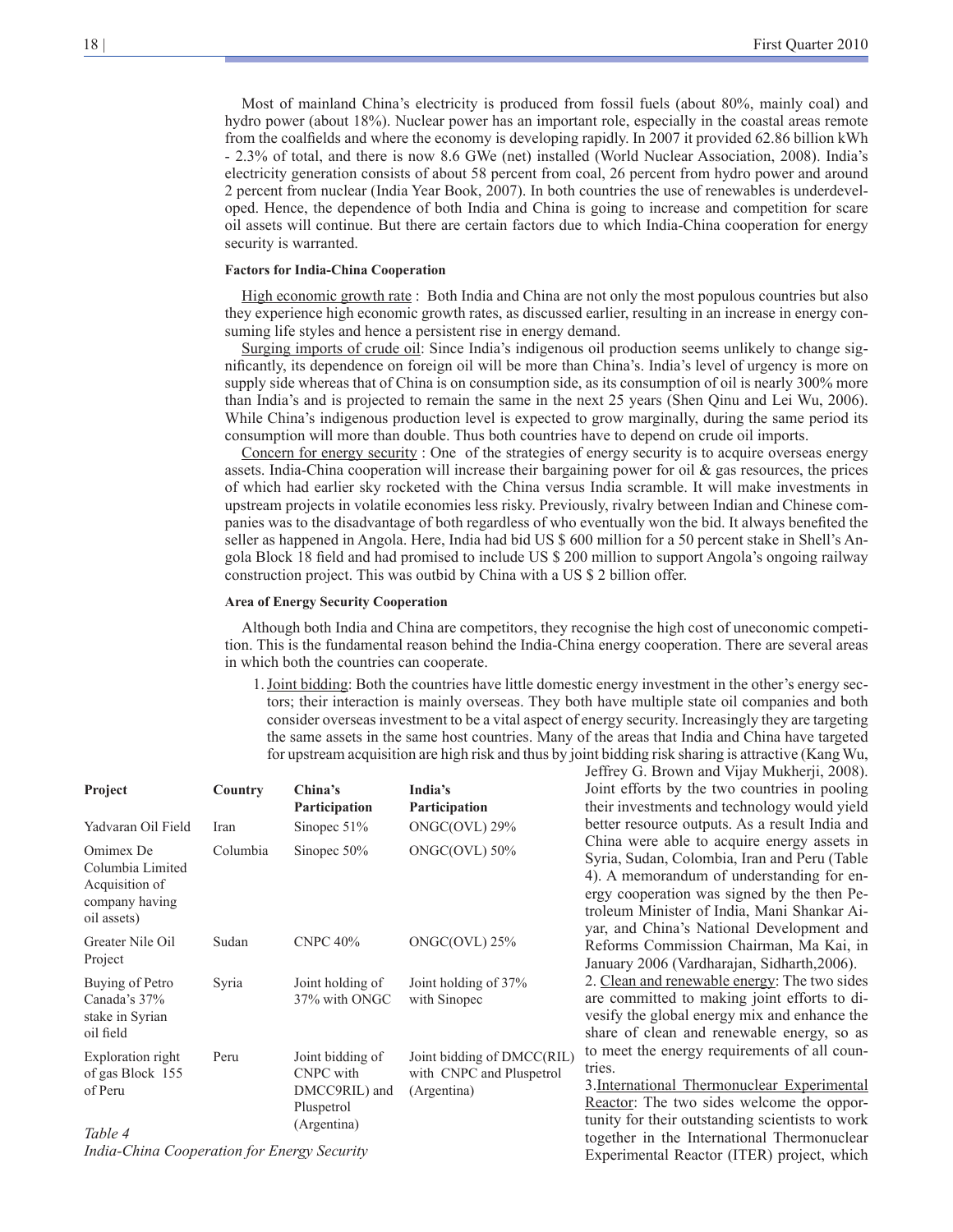Most of mainland China's electricity is produced from fossil fuels (about 80%, mainly coal) and hydro power (about 18%). Nuclear power has an important role, especially in the coastal areas remote from the coalfields and where the economy is developing rapidly. In 2007 it provided 62.86 billion kWh - 2.3% of total, and there is now 8.6 GWe (net) installed (World Nuclear Association, 2008). India's electricity generation consists of about 58 percent from coal, 26 percent from hydro power and around 2 percent from nuclear (India Year Book, 2007). In both countries the use of renewables is underdeveloped. Hence, the dependence of both India and China is going to increase and competition for scare oil assets will continue. But there are certain factors due to which India-China cooperation for energy security is warranted.

#### Factors for India-China Cooperation

High economic growth rate : Both India and China are not only the most populous countries but also they experience high economic growth rates, as discussed earlier, resulting in an increase in energy consuming life styles and hence a persistent rise in energy demand.

Surging imports of crude oil: Since India's indigenous oil production seems unlikely to change significantly, its dependence on foreign oil will be more than China's. India's level of urgency is more on supply side whereas that of China is on consumption side, as its consumption of oil is nearly 300% more than India's and is projected to remain the same in the next 25 years (Shen Qinu and Lei Wu, 2006). While China's indigenous production level is expected to grow marginally, during the same period its consumption will more than double. Thus both countries have to depend on crude oil imports.

Concern for energy security : One of the strategies of energy security is to acquire overseas energy assets. India-China cooperation will increase their bargaining power for oil & gas resources, the prices of which had earlier sky rocketed with the China versus India scramble. It will make investments in upstream projects in volatile economies less risky. Previously, rivalry between Indian and Chinese companies was to the disadvantage of both regardless of who eventually won the bid. It always benefited the seller as happened in Angola. Here, India had bid US $ 600 million for a 50 percent stake in Shell's Angola Block 18 field and had promised to include US $ 200 million to support Angola's ongoing railway construction project. This was outbid by China with a US $ 2 billion offer.

#### Area of Energy Security Cooperation

Although both India and China are competitors, they recognise the high cost of uneconomic competition. This is the fundamental reason behind the India-China energy cooperation. There are several areas in which both the countries can cooperate.

1. Joint bidding: Both the countries have little domestic energy investment in the other's energy sectors; their interaction is mainly overseas. They both have multiple state oil companies and both consider overseas investment to be a vital aspect of energy security. Increasingly they are targeting the same assets in the same host countries. Many of the areas that India and China have targeted for upstream acquisition are high risk and thus by joint bidding risk sharing is attractive (Kang Wu, Jeffrey G. Brown and Vijay Mukherji, 2008). Joint efforts by the two countries in pooling their investments and technology would yield better resource outputs. As a result India and China were able to acquire energy assets in Syria, Sudan, Colombia, Iran and Peru (Table 4). A memorandum of understanding for energy cooperation was signed by the then Petroleum Minister of India, Mani Shankar Aiyar, and China's National Development and Reforms Commission Chairman, Ma Kai, in January 2006 (Vardharajan, Sidharth,2006).
2. Clean and renewable energy: The two sides are committed to making joint efforts to divesify the global energy mix and enhance the share of clean and renewable energy, so as to meet the energy requirements of all countries.
3. International Thermonuclear Experimental Reactor: The two sides welcome the opportunity for their outstanding scientists to work together in the International Thermonuclear Experimental Reactor (ITER) project, which

| Project | Country | China's Participation | India's Participation |
|---|---|---|---|
| Yadvaran Oil Field | Iran | Sinopec 51% | ONGC(OVL) 29% |
| Omimex De Columbia Limited Acquisition of company having oil assets) | Columbia | Sinopec 50% | ONGC(OVL) 50% |
| Greater Nile Oil Project | Sudan | CNPC 40% | ONGC(OVL) 25% |
| Buying of Petro Canada's 37% stake in Syrian oil field | Syria | Joint holding of 37% with ONGC | Joint holding of 37% with Sinopec |
| Exploration right of gas Block 155 of Peru | Peru | Joint bidding of CNPC with DMCC9RIL) and Pluspetrol (Argentina) | Joint bidding of DMCC(RIL) with CNPC and Pluspetrol (Argentina) |

*Table 4*
*India-China Cooperation for Energy Security*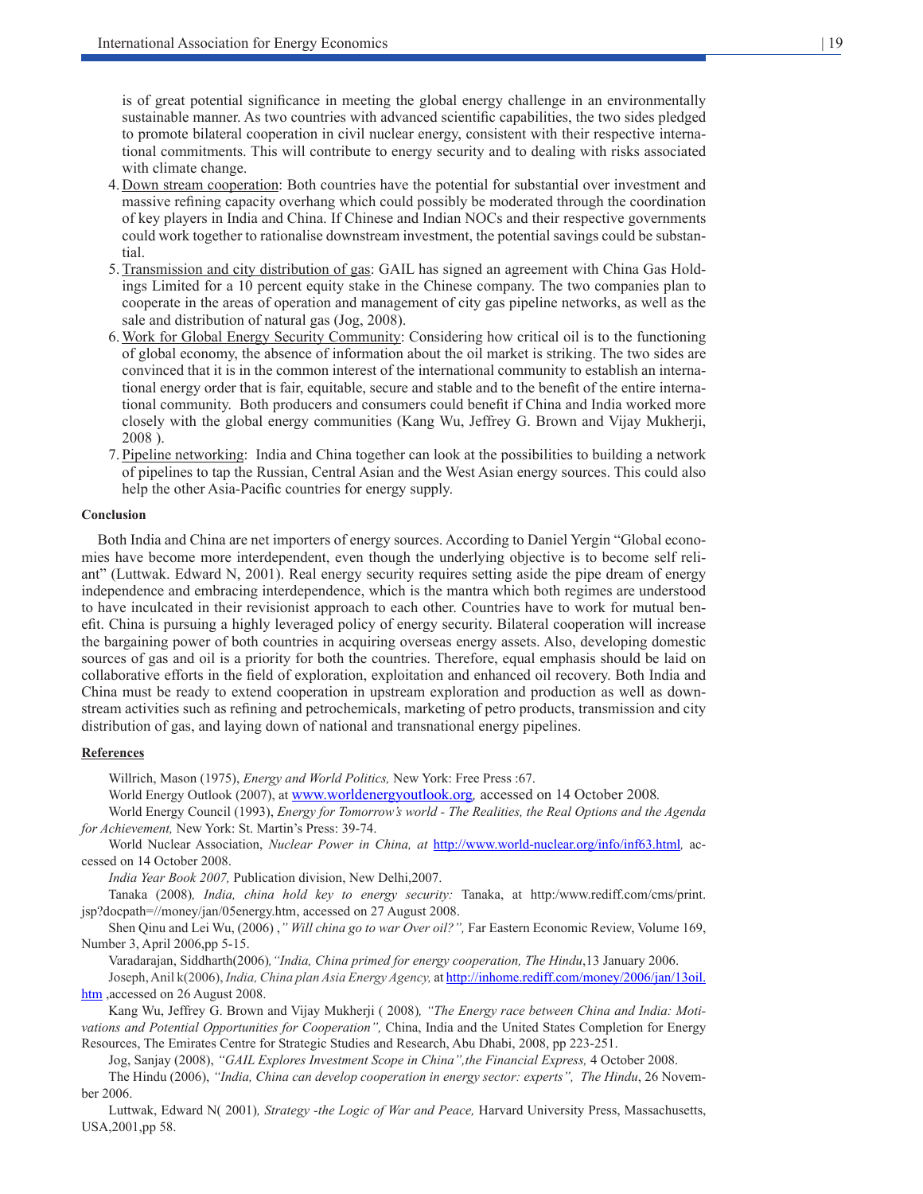is of great potential significance in meeting the global energy challenge in an environmentally sustainable manner. As two countries with advanced scientific capabilities, the two sides pledged to promote bilateral cooperation in civil nuclear energy, consistent with their respective international commitments. This will contribute to energy security and to dealing with risks associated with climate change.

4. Down stream cooperation: Both countries have the potential for substantial over investment and massive refining capacity overhang which could possibly be moderated through the coordination of key players in India and China. If Chinese and Indian NOCs and their respective governments could work together to rationalise downstream investment, the potential savings could be substantial.
5. Transmission and city distribution of gas: GAIL has signed an agreement with China Gas Holdings Limited for a 10 percent equity stake in the Chinese company. The two companies plan to cooperate in the areas of operation and management of city gas pipeline networks, as well as the sale and distribution of natural gas (Jog, 2008).
6. Work for Global Energy Security Community: Considering how critical oil is to the functioning of global economy, the absence of information about the oil market is striking. The two sides are convinced that it is in the common interest of the international community to establish an international energy order that is fair, equitable, secure and stable and to the benefit of the entire international community. Both producers and consumers could benefit if China and India worked more closely with the global energy communities (Kang Wu, Jeffrey G. Brown and Vijay Mukherji, 2008 ).
7. Pipeline networking: India and China together can look at the possibilities to building a network of pipelines to tap the Russian, Central Asian and the West Asian energy sources. This could also help the other Asia-Pacific countries for energy supply.

**Conclusion**

Both India and China are net importers of energy sources. According to Daniel Yergin "Global economies have become more interdependent, even though the underlying objective is to become self reliant" (Luttwak. Edward N, 2001). Real energy security requires setting aside the pipe dream of energy independence and embracing interdependence, which is the mantra which both regimes are understood to have inculcated in their revisionist approach to each other. Countries have to work for mutual benefit. China is pursuing a highly leveraged policy of energy security. Bilateral cooperation will increase the bargaining power of both countries in acquiring overseas energy assets. Also, developing domestic sources of gas and oil is a priority for both the countries. Therefore, equal emphasis should be laid on collaborative efforts in the field of exploration, exploitation and enhanced oil recovery. Both India and China must be ready to extend cooperation in upstream exploration and production as well as downstream activities such as refining and petrochemicals, marketing of petro products, transmission and city distribution of gas, and laying down of national and transnational energy pipelines.

**References**

Willrich, Mason (1975), *Energy and World Politics,* New York: Free Press :67.

World Energy Outlook (2007), at www.worldenergyoutlook.org*,* accessed on 14 October 2008*.*

World Energy Council (1993), *Energy for Tomorrow's world - The Realities, the Real Options and the Agenda for Achievement,* New York: St. Martin's Press: 39-74.

World Nuclear Association, *Nuclear Power in China, at* http://www.world-nuclear.org/info/inf63.html*,* accessed on 14 October 2008.

*India Year Book 2007,* Publication division, New Delhi,2007.

Tanaka (2008)*, India, china hold key to energy security:* Tanaka, at http:/www.rediff.com/cms/print.jsp?docpath=//money/jan/05energy.htm, accessed on 27 August 2008.

Shen Qinu and Lei Wu, (2006) ,*" Will china go to war Over oil?",* Far Eastern Economic Review, Volume 169, Number 3, April 2006,pp 5-15.

Varadarajan, Siddharth(2006)*,"India, China primed for energy cooperation, The Hindu*,13 January 2006.

Joseph, Anil k(2006), *India, China plan Asia Energy Agency,* at http://inhome.rediff.com/money/2006/jan/13oil.htm ,accessed on 26 August 2008.

Kang Wu, Jeffrey G. Brown and Vijay Mukherji ( 2008)*, "The Energy race between China and India: Motivations and Potential Opportunities for Cooperation",* China, India and the United States Completion for Energy Resources, The Emirates Centre for Strategic Studies and Research, Abu Dhabi, 2008, pp 223-251.

Jog, Sanjay (2008), *"GAIL Explores Investment Scope in China",the Financial Express,* 4 October 2008.

The Hindu (2006), *"India, China can develop cooperation in energy sector: experts", The Hindu*, 26 November 2006.

Luttwak, Edward N( 2001)*, Strategy -the Logic of War and Peace,* Harvard University Press, Massachusetts, USA,2001,pp 58.